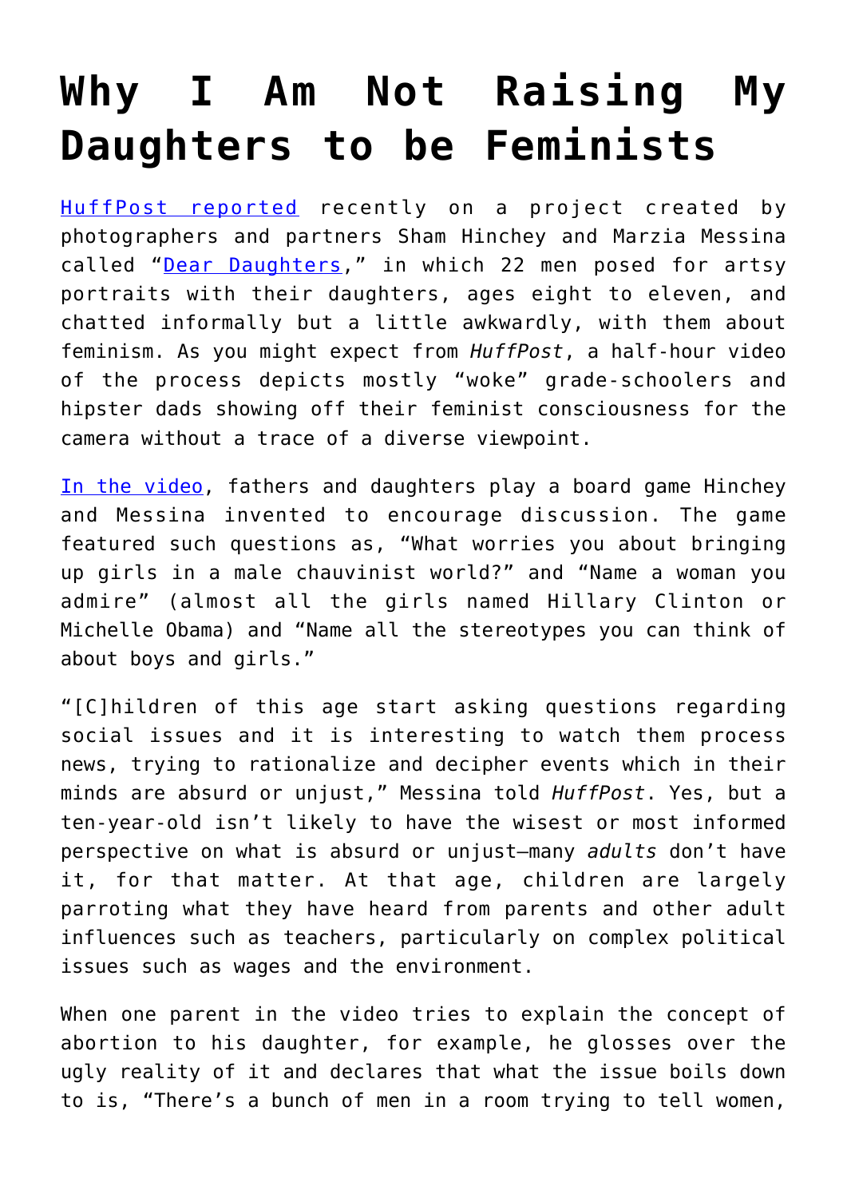# Why I Am Not Raising My Daughters to be Feminists

HuffPost reported recently on a project created by photographers and partners Sham Hinchey and Marzia Messina called "Dear Daughters," in which 22 men posed for artsy portraits with their daughters, ages eight to eleven, and chatted informally but a little awkwardly, with them about feminism. As you might expect from *HuffPost*, a half-hour video of the process depicts mostly "woke" grade-schoolers and hipster dads showing off their feminist consciousness for the camera without a trace of a diverse viewpoint.

In the video, fathers and daughters play a board game Hinchey and Messina invented to encourage discussion. The game featured such questions as, "What worries you about bringing up girls in a male chauvinist world?" and "Name a woman you admire" (almost all the girls named Hillary Clinton or Michelle Obama) and "Name all the stereotypes you can think of about boys and girls."

"[C]hildren of this age start asking questions regarding social issues and it is interesting to watch them process news, trying to rationalize and decipher events which in their minds are absurd or unjust," Messina told *HuffPost*. Yes, but a ten-year-old isn't likely to have the wisest or most informed perspective on what is absurd or unjust—many *adults* don't have it, for that matter. At that age, children are largely parroting what they have heard from parents and other adult influences such as teachers, particularly on complex political issues such as wages and the environment.

When one parent in the video tries to explain the concept of abortion to his daughter, for example, he glosses over the ugly reality of it and declares that what the issue boils down to is, "There's a bunch of men in a room trying to tell women,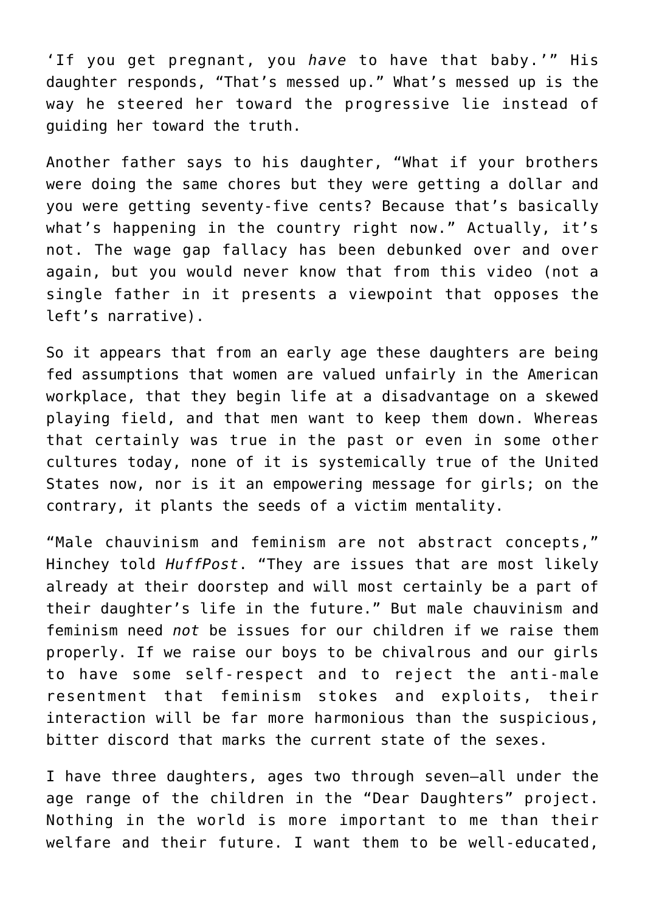'If you get pregnant, you *have* to have that baby.'" His daughter responds, "That's messed up." What's messed up is the way he steered her toward the progressive lie instead of guiding her toward the truth.

Another father says to his daughter, "What if your brothers were doing the same chores but they were getting a dollar and you were getting seventy-five cents? Because that's basically what's happening in the country right now." Actually, it's not. The wage gap fallacy has been debunked over and over again, but you would never know that from this video (not a single father in it presents a viewpoint that opposes the left's narrative).

So it appears that from an early age these daughters are being fed assumptions that women are valued unfairly in the American workplace, that they begin life at a disadvantage on a skewed playing field, and that men want to keep them down. Whereas that certainly was true in the past or even in some other cultures today, none of it is systemically true of the United States now, nor is it an empowering message for girls; on the contrary, it plants the seeds of a victim mentality.

"Male chauvinism and feminism are not abstract concepts," Hinchey told *HuffPost*. "They are issues that are most likely already at their doorstep and will most certainly be a part of their daughter's life in the future." But male chauvinism and feminism need *not* be issues for our children if we raise them properly. If we raise our boys to be chivalrous and our girls to have some self-respect and to reject the anti-male resentment that feminism stokes and exploits, their interaction will be far more harmonious than the suspicious, bitter discord that marks the current state of the sexes.

I have three daughters, ages two through seven—all under the age range of the children in the "Dear Daughters" project. Nothing in the world is more important to me than their welfare and their future. I want them to be well-educated,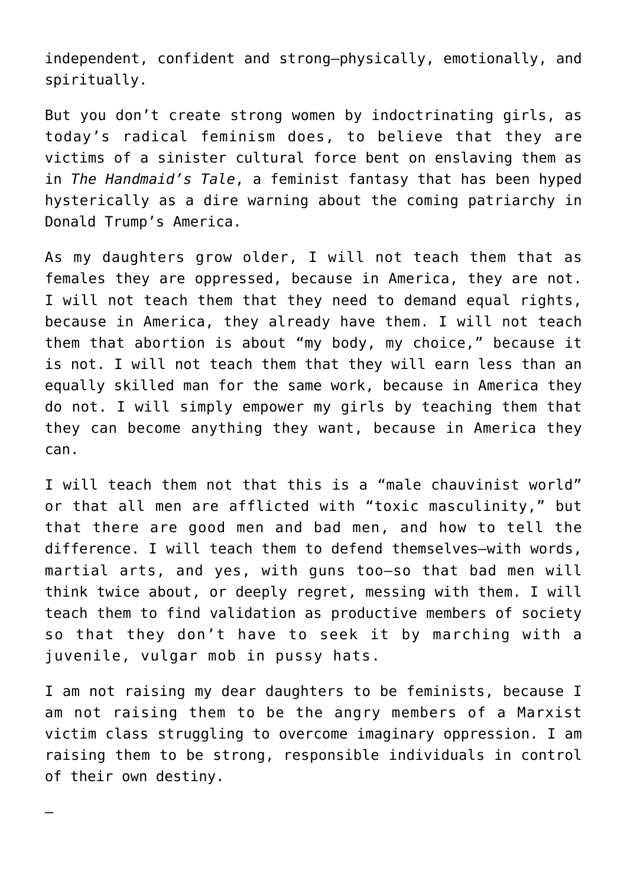independent, confident and strong—physically, emotionally, and spiritually.

But you don't create strong women by indoctrinating girls, as today's radical feminism does, to believe that they are victims of a sinister cultural force bent on enslaving them as in *The Handmaid's Tale*, a feminist fantasy that has been hyped hysterically as a dire warning about the coming patriarchy in Donald Trump's America.

As my daughters grow older, I will not teach them that as females they are oppressed, because in America, they are not. I will not teach them that they need to demand equal rights, because in America, they already have them. I will not teach them that abortion is about "my body, my choice," because it is not. I will not teach them that they will earn less than an equally skilled man for the same work, because in America they do not. I will simply empower my girls by teaching them that they can become anything they want, because in America they can.

I will teach them not that this is a "male chauvinist world" or that all men are afflicted with "toxic masculinity," but that there are good men and bad men, and how to tell the difference. I will teach them to defend themselves—with words, martial arts, and yes, with guns too—so that bad men will think twice about, or deeply regret, messing with them. I will teach them to find validation as productive members of society so that they don't have to seek it by marching with a juvenile, vulgar mob in pussy hats.

I am not raising my dear daughters to be feminists, because I am not raising them to be the angry members of a Marxist victim class struggling to overcome imaginary oppression. I am raising them to be strong, responsible individuals in control of their own destiny.

—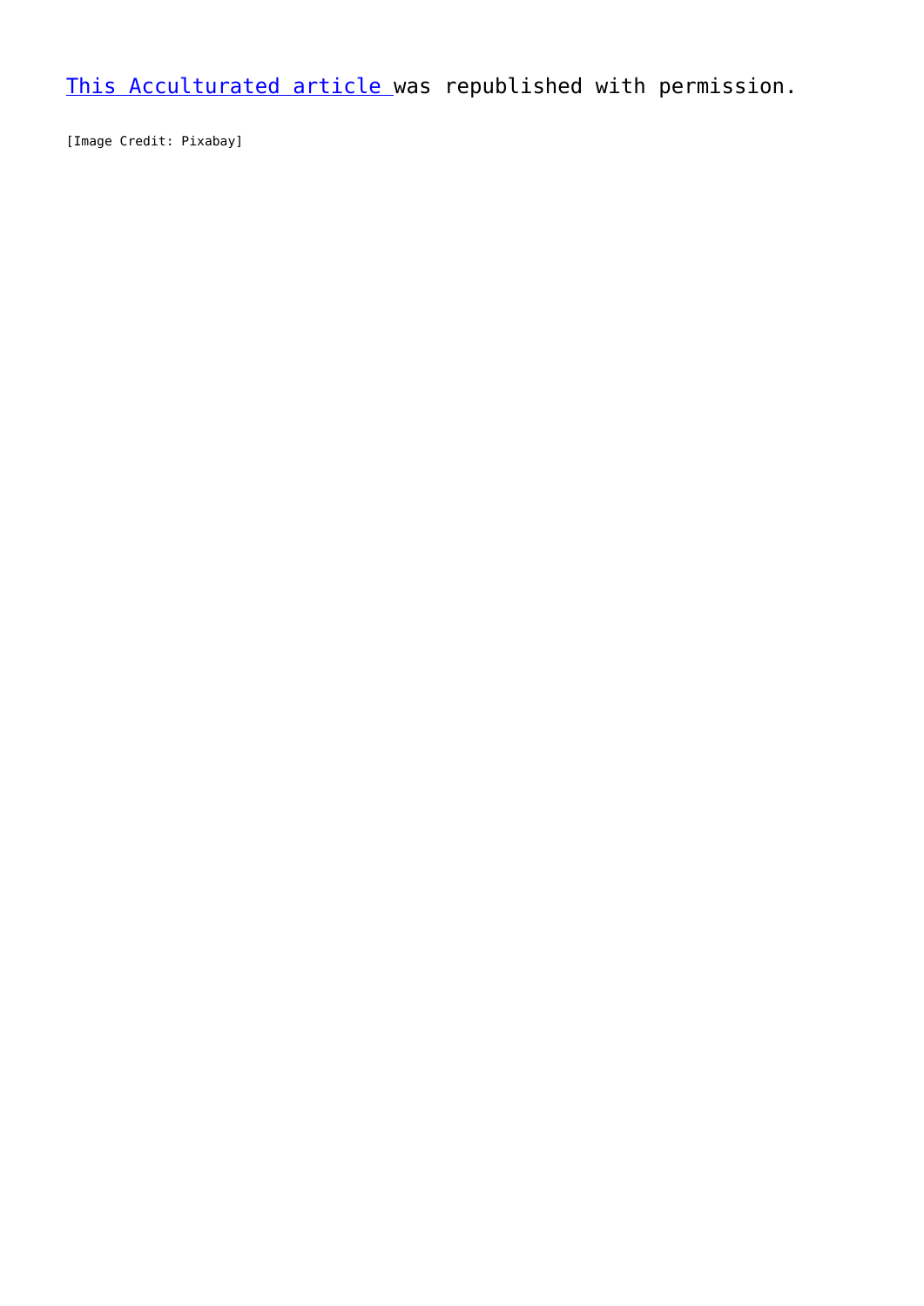[This Acculturated article ](#)was republished with permission.

[Image Credit: Pixabay]